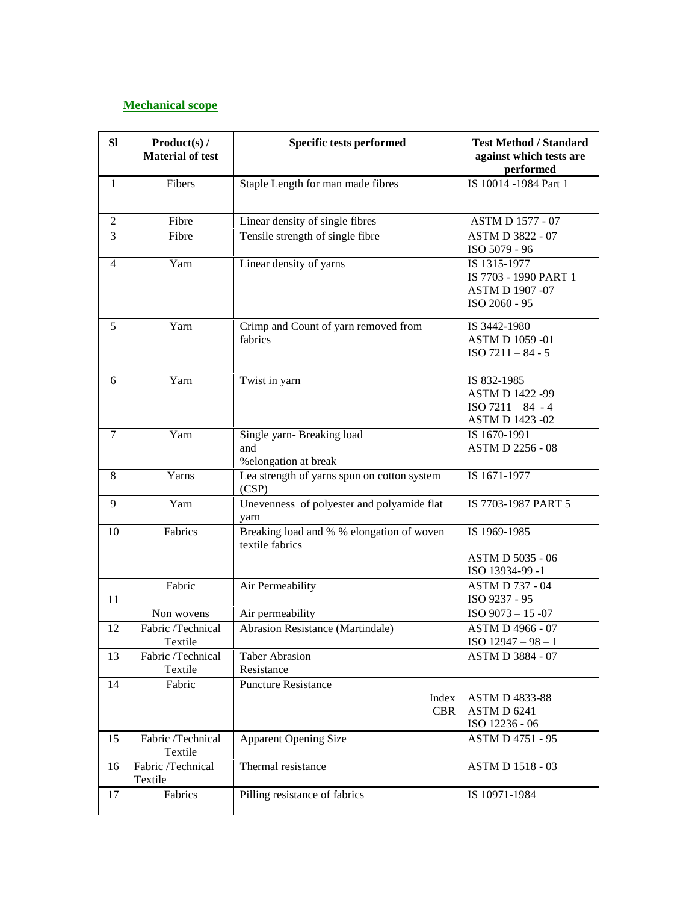## Mechanical scope

| Sl | Product(s) / Material of test | Specific tests performed | Test Method / Standard against which tests are performed |
|---|---|---|---|
| 1 | Fibers | Staple Length for man made fibres | IS 10014 -1984 Part 1 |
| 2 | Fibre | Linear density of single fibres | ASTM D 1577 - 07 |
| 3 | Fibre | Tensile strength of single fibre | ASTM D 3822 - 07<br>ISO 5079 - 96 |
| 4 | Yarn | Linear density of yarns | IS 1315-1977<br>IS 7703 - 1990 PART 1<br>ASTM D 1907 -07<br>ISO 2060 - 95 |
| 5 | Yarn | Crimp and Count of yarn removed from fabrics | IS 3442-1980<br>ASTM D 1059 -01<br>ISO 7211 – 84 - 5 |
| 6 | Yarn | Twist in yarn | IS 832-1985<br>ASTM D 1422 -99<br>ISO 7211 – 84 - 4<br>ASTM D 1423 -02 |
| 7 | Yarn | Single yarn- Breaking load and %elongation at break | IS 1670-1991<br>ASTM D 2256 - 08 |
| 8 | Yarns | Lea strength of yarns spun on cotton system (CSP) | IS 1671-1977 |
| 9 | Yarn | Unevenness of polyester and polyamide flat yarn | IS 7703-1987 PART 5 |
| 10 | Fabrics | Breaking load and % % elongation of woven textile fabrics | IS 1969-1985<br><br>ASTM D 5035 - 06<br>ISO 13934-99 -1 |
| 11 | Fabric | Air Permeability | ASTM D 737 - 04<br>ISO 9237 - 95 |
| | Non wovens | Air permeability | ISO 9073 – 15 -07 |
| 12 | Fabric /Technical Textile | Abrasion Resistance (Martindale) | ASTM D 4966 - 07<br>ISO 12947 – 98 – 1 |
| 13 | Fabric /Technical Textile | Taber Abrasion Resistance | ASTM D 3884 - 07 |
| 14 | Fabric | Puncture Resistance<br>Index<br>CBR | <br>ASTM D 4833-88<br>ASTM D 6241<br>ISO 12236 - 06 |
| 15 | Fabric /Technical Textile | Apparent Opening Size | ASTM D 4751 - 95 |
| 16 | Fabric /Technical Textile | Thermal resistance | ASTM D 1518 - 03 |
| 17 | Fabrics | Pilling resistance of fabrics | IS 10971-1984 |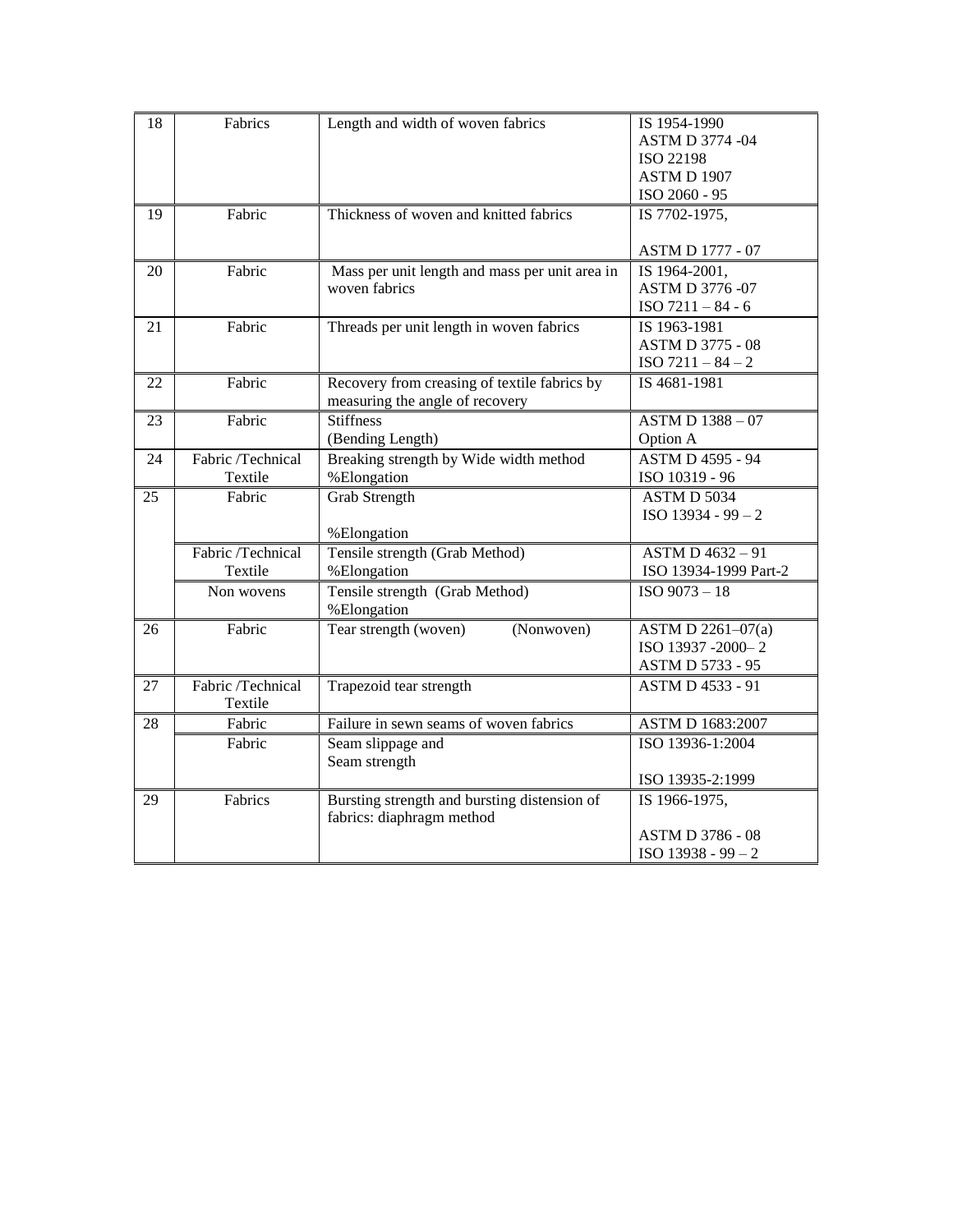| 18 | Fabrics | Length and width of woven fabrics | IS 1954-1990<br>ASTM D 3774 -04<br>ISO 22198<br>ASTM D 1907<br>ISO 2060 - 95 |
|---|---|---|---|
| 19 | Fabric | Thickness of woven and knitted fabrics | IS 7702-1975,<br><br>ASTM D 1777 - 07 |
| 20 | Fabric | Mass per unit length and mass per unit area in woven fabrics | IS 1964-2001,<br>ASTM D 3776 -07<br>ISO 7211 – 84 - 6 |
| 21 | Fabric | Threads per unit length in woven fabrics | IS 1963-1981<br>ASTM D 3775 - 08<br>ISO 7211 – 84 – 2 |
| 22 | Fabric | Recovery from creasing of textile fabrics by measuring the angle of recovery | IS 4681-1981 |
| 23 | Fabric | Stiffness<br>(Bending Length) | ASTM D 1388 – 07<br>Option A |
| 24 | Fabric /Technical Textile | Breaking strength by Wide width method<br>%Elongation | ASTM D 4595 - 94<br>ISO 10319 - 96 |
| 25 | Fabric | Grab Strength<br><br>%Elongation | ASTM D 5034<br>ISO 13934 - 99 – 2 |
| | Fabric /Technical Textile | Tensile strength (Grab Method)<br>%Elongation | ASTM D 4632 – 91<br>ISO 13934-1999 Part-2 |
| | Non wovens | Tensile strength (Grab Method)<br>%Elongation | ISO 9073 – 18 |
| 26 | Fabric | Tear strength (woven) (Nonwoven) | ASTM D 2261–07(a)<br>ISO 13937 -2000– 2<br>ASTM D 5733 - 95 |
| 27 | Fabric /Technical Textile | Trapezoid tear strength | ASTM D 4533 - 91 |
| 28 | Fabric | Failure in sewn seams of woven fabrics | ASTM D 1683:2007 |
| | Fabric | Seam slippage and<br>Seam strength | ISO 13936-1:2004<br><br>ISO 13935-2:1999 |
| 29 | Fabrics | Bursting strength and bursting distension of fabrics: diaphragm method | IS 1966-1975,<br><br>ASTM D 3786 - 08<br>ISO 13938 - 99 – 2 |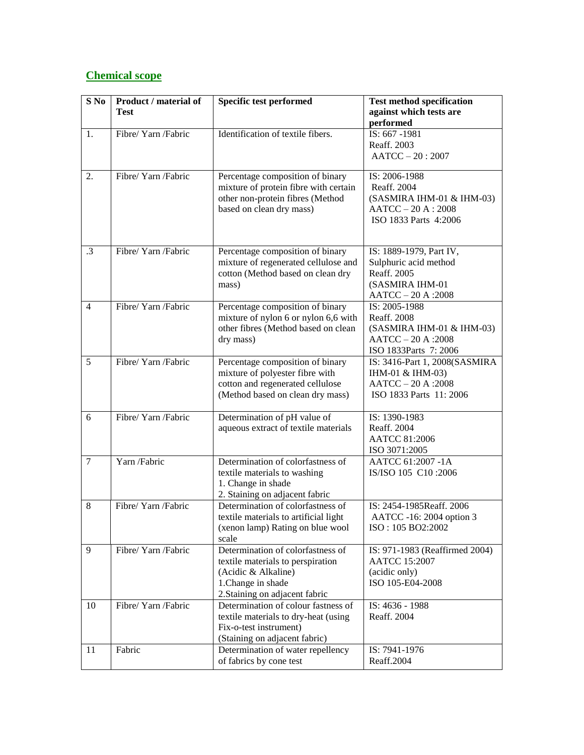## Chemical scope

| S No | Product / material of Test | Specific test performed | Test method specification against which tests are performed |
|---|---|---|---|
| 1. | Fibre/ Yarn /Fabric | Identification of textile fibers. | IS: 667 -1981<br>Reaff. 2003<br>AATCC – 20 : 2007 |
| 2. | Fibre/ Yarn /Fabric | Percentage composition of binary mixture of protein fibre with certain other non-protein fibres (Method based on clean dry mass) | IS: 2006-1988<br>Reaff. 2004<br>(SASMIRA IHM-01 & IHM-03)<br>AATCC – 20 A : 2008<br>ISO 1833 Parts 4:2006 |
| .3 | Fibre/ Yarn /Fabric | Percentage composition of binary mixture of regenerated cellulose and cotton (Method based on clean dry mass) | IS: 1889-1979, Part IV, Sulphuric acid method<br>Reaff. 2005<br>(SASMIRA IHM-01<br>AATCC – 20 A :2008 |
| 4 | Fibre/ Yarn /Fabric | Percentage composition of binary mixture of nylon 6 or nylon 6,6 with other fibres (Method based on clean dry mass) | IS: 2005-1988<br>Reaff. 2008<br>(SASMIRA IHM-01 & IHM-03)<br>AATCC – 20 A :2008<br>ISO 1833Parts 7: 2006 |
| 5 | Fibre/ Yarn /Fabric | Percentage composition of binary mixture of polyester fibre with cotton and regenerated cellulose (Method based on clean dry mass) | IS: 3416-Part 1, 2008(SASMIRA IHM-01 & IHM-03)<br>AATCC – 20 A :2008<br>ISO 1833 Parts 11: 2006 |
| 6 | Fibre/ Yarn /Fabric | Determination of pH value of aqueous extract of textile materials | IS: 1390-1983<br>Reaff. 2004<br>AATCC 81:2006<br>ISO 3071:2005 |
| 7 | Yarn /Fabric | Determination of colorfastness of textile materials to washing<br>1. Change in shade<br>2. Staining on adjacent fabric | AATCC 61:2007 -1A<br>IS/ISO 105 C10 :2006 |
| 8 | Fibre/ Yarn /Fabric | Determination of colorfastness of textile materials to artificial light (xenon lamp) Rating on blue wool scale | IS: 2454-1985Reaff. 2006<br>AATCC -16: 2004 option 3<br>ISO : 105 BO2:2002 |
| 9 | Fibre/ Yarn /Fabric | Determination of colorfastness of textile materials to perspiration (Acidic & Alkaline)<br>1.Change in shade<br>2.Staining on adjacent fabric | IS: 971-1983 (Reaffirmed 2004)<br>AATCC 15:2007<br>(acidic only)<br>ISO 105-E04-2008 |
| 10 | Fibre/ Yarn /Fabric | Determination of colour fastness of textile materials to dry-heat (using Fix-o-test instrument)<br>(Staining on adjacent fabric) | IS: 4636 - 1988<br>Reaff. 2004 |
| 11 | Fabric | Determination of water repellency of fabrics by cone test | IS: 7941-1976<br>Reaff.2004 |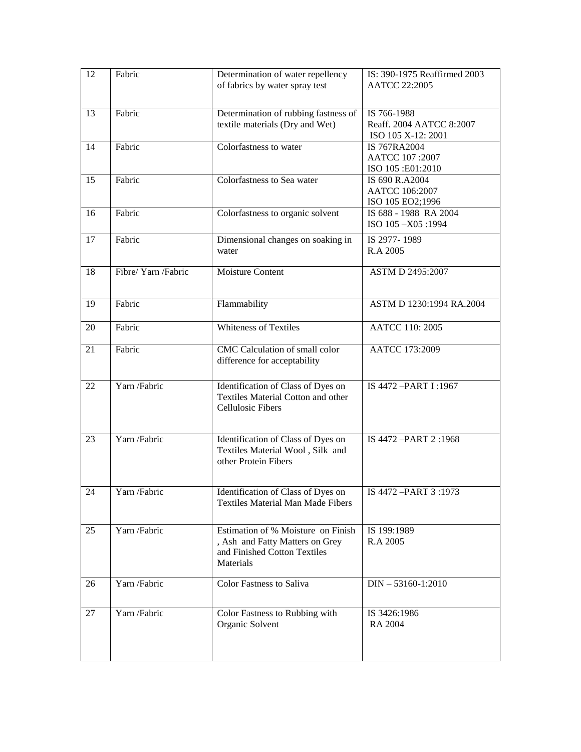| | | | |
|---|---|---|---|
| 12 | Fabric | Determination of water repellency of fabrics by water spray test | IS: 390-1975 Reaffirmed 2003 AATCC 22:2005 |
| 13 | Fabric | Determination of rubbing fastness of textile materials (Dry and Wet) | IS 766-1988 Reaff. 2004 AATCC 8:2007 ISO 105 X-12: 2001 |
| 14 | Fabric | Colorfastness to water | IS 767RA2004 AATCC 107 :2007 ISO 105 :E01:2010 |
| 15 | Fabric | Colorfastness to Sea water | IS 690 R.A2004 AATCC 106:2007 ISO 105 EO2;1996 |
| 16 | Fabric | Colorfastness to organic solvent | IS 688 - 1988 RA 2004 ISO 105 –X05 :1994 |
| 17 | Fabric | Dimensional changes on soaking in water | IS 2977- 1989 R.A 2005 |
| 18 | Fibre/ Yarn /Fabric | Moisture Content | ASTM D 2495:2007 |
| 19 | Fabric | Flammability | ASTM D 1230:1994 RA.2004 |
| 20 | Fabric | Whiteness of Textiles | AATCC 110: 2005 |
| 21 | Fabric | CMC Calculation of small color difference for acceptability | AATCC 173:2009 |
| 22 | Yarn /Fabric | Identification of Class of Dyes on Textiles Material Cotton and other Cellulosic Fibers | IS 4472 –PART I :1967 |
| 23 | Yarn /Fabric | Identification of Class of Dyes on Textiles Material Wool , Silk and other Protein Fibers | IS 4472 –PART 2 :1968 |
| 24 | Yarn /Fabric | Identification of Class of Dyes on Textiles Material Man Made Fibers | IS 4472 –PART 3 :1973 |
| 25 | Yarn /Fabric | Estimation of % Moisture on Finish , Ash and Fatty Matters on Grey and Finished Cotton Textiles Materials | IS 199:1989 R.A 2005 |
| 26 | Yarn /Fabric | Color Fastness to Saliva | DIN – 53160-1:2010 |
| 27 | Yarn /Fabric | Color Fastness to Rubbing with Organic Solvent | IS 3426:1986 RA 2004 |